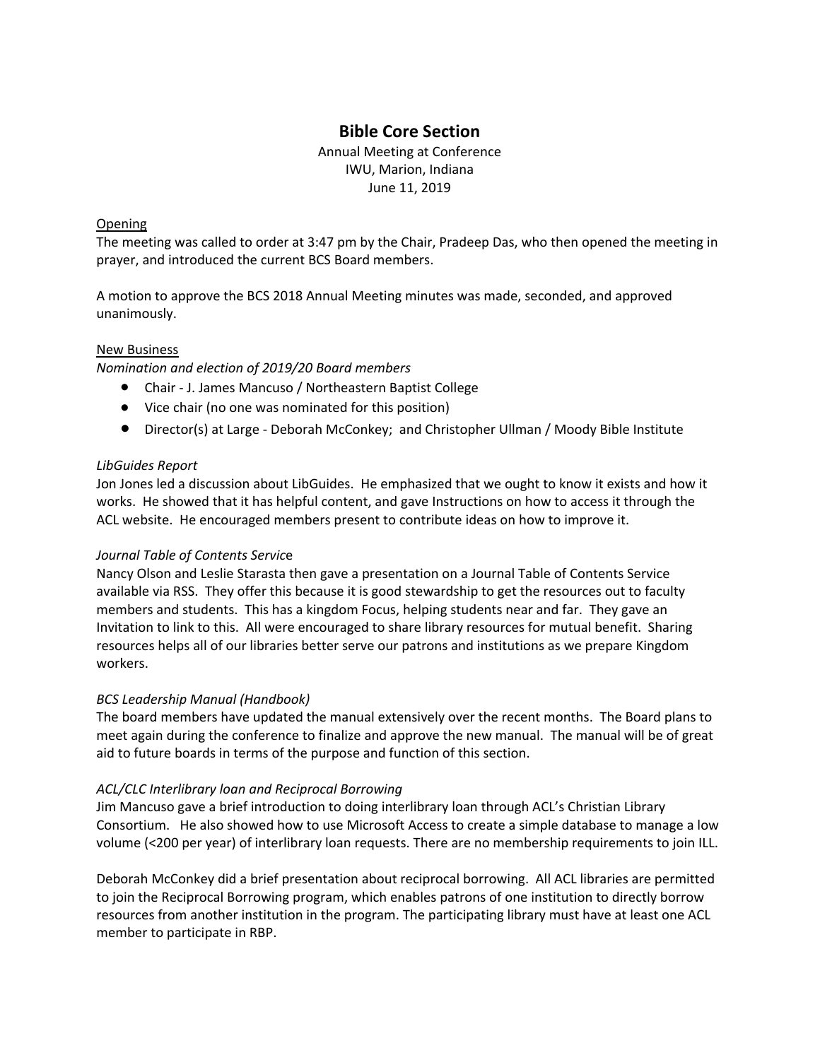# Bible Core Section

Annual Meeting at Conference
IWU, Marion, Indiana
June 11, 2019

Opening

The meeting was called to order at 3:47 pm by the Chair, Pradeep Das, who then opened the meeting in prayer, and introduced the current BCS Board members.

A motion to approve the BCS 2018 Annual Meeting minutes was made, seconded, and approved unanimously.

New Business

*Nomination and election of 2019/20 Board members*

- Chair - J. James Mancuso / Northeastern Baptist College
- Vice chair (no one was nominated for this position)
- Director(s) at Large - Deborah McConkey; and Christopher Ullman / Moody Bible Institute

*LibGuides Report*

Jon Jones led a discussion about LibGuides. He emphasized that we ought to know it exists and how it works. He showed that it has helpful content, and gave Instructions on how to access it through the ACL website. He encouraged members present to contribute ideas on how to improve it.

*Journal Table of Contents Service*

Nancy Olson and Leslie Starasta then gave a presentation on a Journal Table of Contents Service available via RSS. They offer this because it is good stewardship to get the resources out to faculty members and students. This has a kingdom Focus, helping students near and far. They gave an Invitation to link to this. All were encouraged to share library resources for mutual benefit. Sharing resources helps all of our libraries better serve our patrons and institutions as we prepare Kingdom workers.

*BCS Leadership Manual (Handbook)*

The board members have updated the manual extensively over the recent months. The Board plans to meet again during the conference to finalize and approve the new manual. The manual will be of great aid to future boards in terms of the purpose and function of this section.

*ACL/CLC Interlibrary loan and Reciprocal Borrowing*

Jim Mancuso gave a brief introduction to doing interlibrary loan through ACL's Christian Library Consortium. He also showed how to use Microsoft Access to create a simple database to manage a low volume (<200 per year) of interlibrary loan requests. There are no membership requirements to join ILL.

Deborah McConkey did a brief presentation about reciprocal borrowing. All ACL libraries are permitted to join the Reciprocal Borrowing program, which enables patrons of one institution to directly borrow resources from another institution in the program. The participating library must have at least one ACL member to participate in RBP.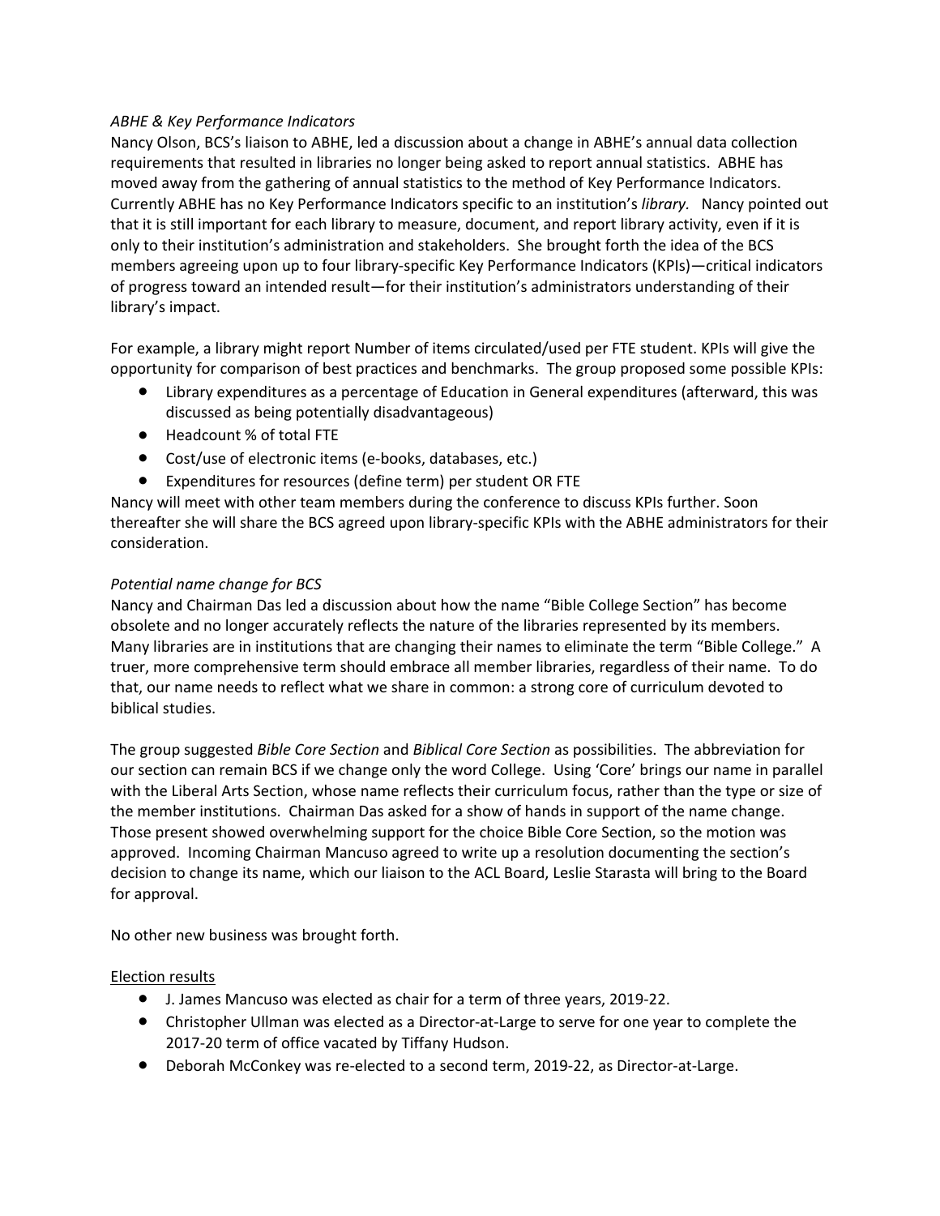*ABHE & Key Performance Indicators*

Nancy Olson, BCS's liaison to ABHE, led a discussion about a change in ABHE's annual data collection requirements that resulted in libraries no longer being asked to report annual statistics. ABHE has moved away from the gathering of annual statistics to the method of Key Performance Indicators. Currently ABHE has no Key Performance Indicators specific to an institution's *library.* Nancy pointed out that it is still important for each library to measure, document, and report library activity, even if it is only to their institution's administration and stakeholders. She brought forth the idea of the BCS members agreeing upon up to four library-specific Key Performance Indicators (KPIs)—critical indicators of progress toward an intended result—for their institution's administrators understanding of their library's impact.

For example, a library might report Number of items circulated/used per FTE student. KPIs will give the opportunity for comparison of best practices and benchmarks. The group proposed some possible KPIs:

- Library expenditures as a percentage of Education in General expenditures (afterward, this was discussed as being potentially disadvantageous)
- Headcount % of total FTE
- Cost/use of electronic items (e-books, databases, etc.)
- Expenditures for resources (define term) per student OR FTE

Nancy will meet with other team members during the conference to discuss KPIs further. Soon thereafter she will share the BCS agreed upon library-specific KPIs with the ABHE administrators for their consideration.

*Potential name change for BCS*

Nancy and Chairman Das led a discussion about how the name "Bible College Section" has become obsolete and no longer accurately reflects the nature of the libraries represented by its members. Many libraries are in institutions that are changing their names to eliminate the term "Bible College." A truer, more comprehensive term should embrace all member libraries, regardless of their name. To do that, our name needs to reflect what we share in common: a strong core of curriculum devoted to biblical studies.

The group suggested *Bible Core Section* and *Biblical Core Section* as possibilities. The abbreviation for our section can remain BCS if we change only the word College. Using 'Core' brings our name in parallel with the Liberal Arts Section, whose name reflects their curriculum focus, rather than the type or size of the member institutions. Chairman Das asked for a show of hands in support of the name change. Those present showed overwhelming support for the choice Bible Core Section, so the motion was approved. Incoming Chairman Mancuso agreed to write up a resolution documenting the section's decision to change its name, which our liaison to the ACL Board, Leslie Starasta will bring to the Board for approval.

No other new business was brought forth.

<u>Election results</u>

- J. James Mancuso was elected as chair for a term of three years, 2019-22.
- Christopher Ullman was elected as a Director-at-Large to serve for one year to complete the 2017-20 term of office vacated by Tiffany Hudson.
- Deborah McConkey was re-elected to a second term, 2019-22, as Director-at-Large.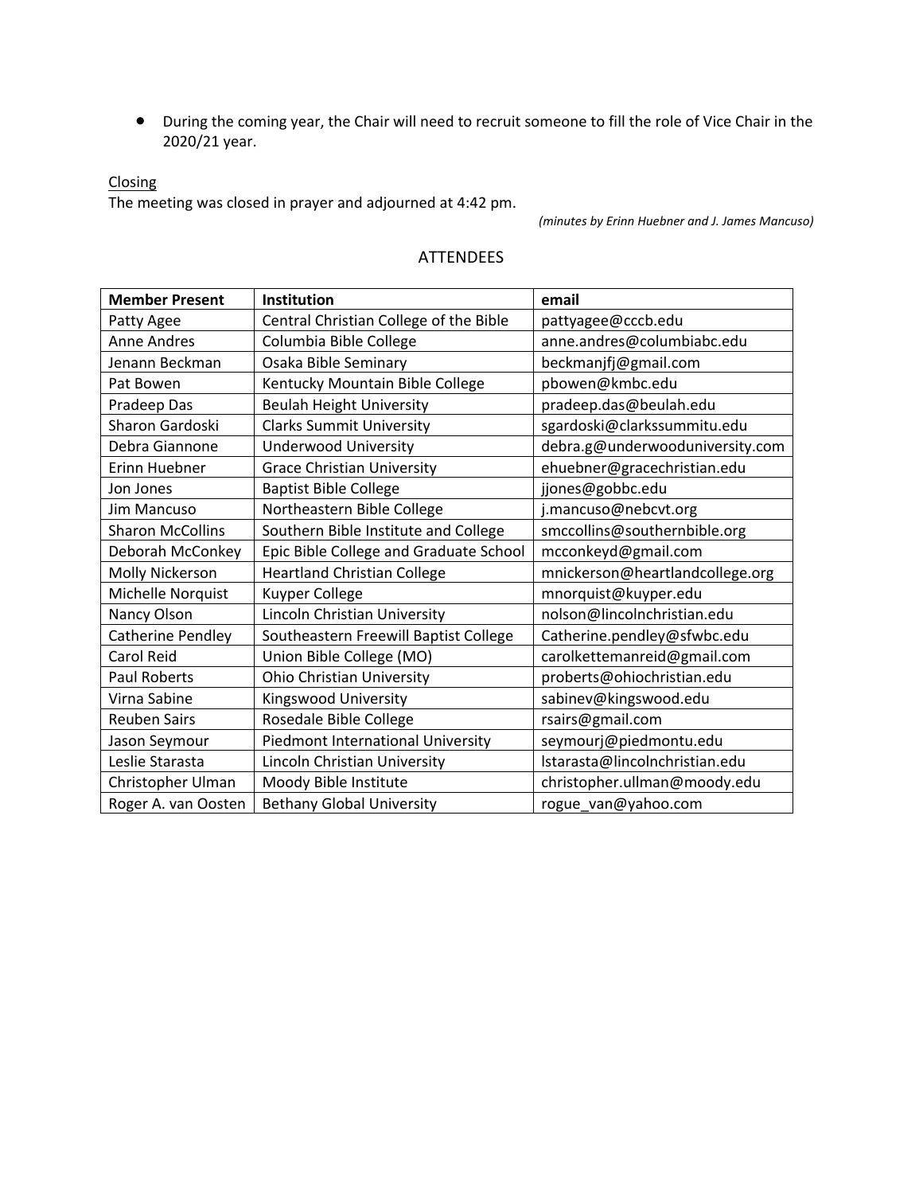- During the coming year, the Chair will need to recruit someone to fill the role of Vice Chair in the 2020/21 year.

Closing

The meeting was closed in prayer and adjourned at 4:42 pm.

*(minutes by Erinn Huebner and J. James Mancuso)*

## ATTENDEES

| Member Present | Institution | email |
|---|---|---|
| Patty Agee | Central Christian College of the Bible | pattyagee@cccb.edu |
| Anne Andres | Columbia Bible College | anne.andres@columbiabc.edu |
| Jenann Beckman | Osaka Bible Seminary | beckmanjfj@gmail.com |
| Pat Bowen | Kentucky Mountain Bible College | pbowen@kmbc.edu |
| Pradeep Das | Beulah Height University | pradeep.das@beulah.edu |
| Sharon Gardoski | Clarks Summit University | sgardoski@clarkssummitu.edu |
| Debra Giannone | Underwood University | debra.g@underwooduniversity.com |
| Erinn Huebner | Grace Christian University | ehuebner@gracechristian.edu |
| Jon Jones | Baptist Bible College | jjones@gobbc.edu |
| Jim Mancuso | Northeastern Bible College | j.mancuso@nebcvt.org |
| Sharon McCollins | Southern Bible Institute and College | smccollins@southernbible.org |
| Deborah McConkey | Epic Bible College and Graduate School | mcconkeyd@gmail.com |
| Molly Nickerson | Heartland Christian College | mnickerson@heartlandcollege.org |
| Michelle Norquist | Kuyper College | mnorquist@kuyper.edu |
| Nancy Olson | Lincoln Christian University | nolson@lincolnchristian.edu |
| Catherine Pendley | Southeastern Freewill Baptist College | Catherine.pendley@sfwbc.edu |
| Carol Reid | Union Bible College (MO) | carolkettemanreid@gmail.com |
| Paul Roberts | Ohio Christian University | proberts@ohiochristian.edu |
| Virna Sabine | Kingswood University | sabinev@kingswood.edu |
| Reuben Sairs | Rosedale Bible College | rsairs@gmail.com |
| Jason Seymour | Piedmont International University | seymourj@piedmontu.edu |
| Leslie Starasta | Lincoln Christian University | lstarasta@lincolnchristian.edu |
| Christopher Ulman | Moody Bible Institute | christopher.ullman@moody.edu |
| Roger A. van Oosten | Bethany Global University | rogue_van@yahoo.com |